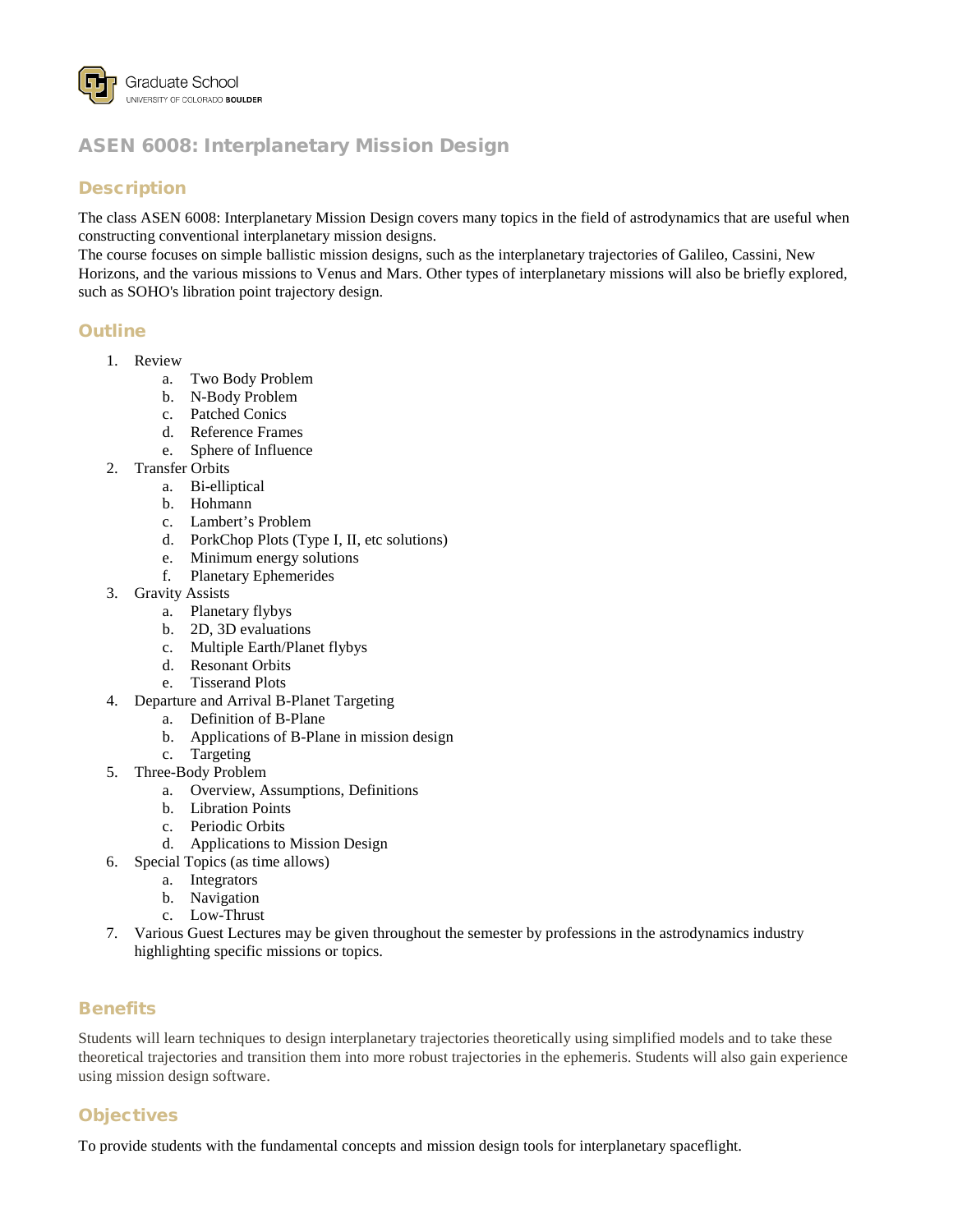Graduate School
UNIVERSITY OF COLORADO **BOULDER**

# ASEN 6008: Interplanetary Mission Design

## Description

The class ASEN 6008: Interplanetary Mission Design covers many topics in the field of astrodynamics that are useful when constructing conventional interplanetary mission designs.
The course focuses on simple ballistic mission designs, such as the interplanetary trajectories of Galileo, Cassini, New Horizons, and the various missions to Venus and Mars. Other types of interplanetary missions will also be briefly explored, such as SOHO's libration point trajectory design.

## Outline

1. Review
    a. Two Body Problem
    b. N-Body Problem
    c. Patched Conics
    d. Reference Frames
    e. Sphere of Influence
2. Transfer Orbits
    a. Bi-elliptical
    b. Hohmann
    c. Lambert's Problem
    d. PorkChop Plots (Type I, II, etc solutions)
    e. Minimum energy solutions
    f. Planetary Ephemerides
3. Gravity Assists
    a. Planetary flybys
    b. 2D, 3D evaluations
    c. Multiple Earth/Planet flybys
    d. Resonant Orbits
    e. Tisserand Plots
4. Departure and Arrival B-Planet Targeting
    a. Definition of B-Plane
    b. Applications of B-Plane in mission design
    c. Targeting
5. Three-Body Problem
    a. Overview, Assumptions, Definitions
    b. Libration Points
    c. Periodic Orbits
    d. Applications to Mission Design
6. Special Topics (as time allows)
    a. Integrators
    b. Navigation
    c. Low-Thrust
7. Various Guest Lectures may be given throughout the semester by professions in the astrodynamics industry highlighting specific missions or topics.

## Benefits

Students will learn techniques to design interplanetary trajectories theoretically using simplified models and to take these theoretical trajectories and transition them into more robust trajectories in the ephemeris. Students will also gain experience using mission design software.

## Objectives

To provide students with the fundamental concepts and mission design tools for interplanetary spaceflight.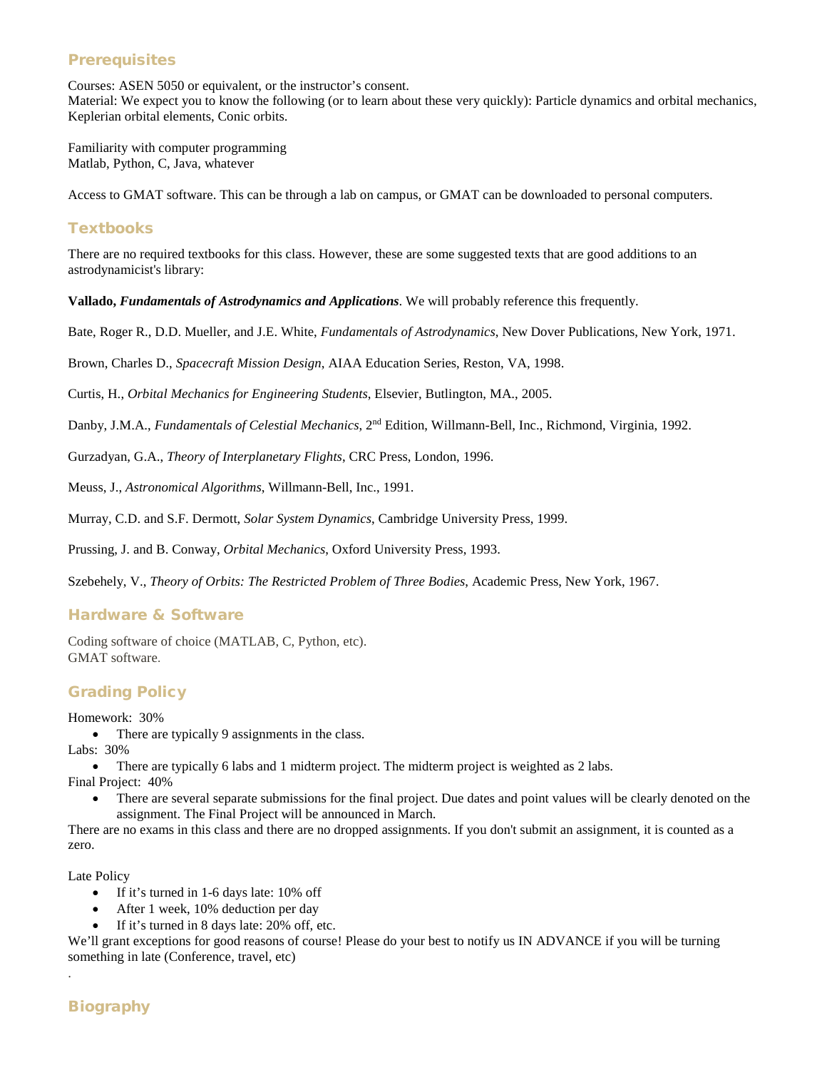## Prerequisites

Courses: ASEN 5050 or equivalent, or the instructor's consent.
Material: We expect you to know the following (or to learn about these very quickly): Particle dynamics and orbital mechanics, Keplerian orbital elements, Conic orbits.

Familiarity with computer programming
Matlab, Python, C, Java, whatever

Access to GMAT software. This can be through a lab on campus, or GMAT can be downloaded to personal computers.

## Textbooks

There are no required textbooks for this class. However, these are some suggested texts that are good additions to an astrodynamicist's library:

**Vallado, *Fundamentals of Astrodynamics and Applications***. We will probably reference this frequently.

Bate, Roger R., D.D. Mueller, and J.E. White, *Fundamentals of Astrodynamics*, New Dover Publications, New York, 1971.

Brown, Charles D., *Spacecraft Mission Design*, AIAA Education Series, Reston, VA, 1998.

Curtis, H., *Orbital Mechanics for Engineering Students*, Elsevier, Butlington, MA., 2005.

Danby, J.M.A., *Fundamentals of Celestial Mechanics*, 2nd Edition, Willmann-Bell, Inc., Richmond, Virginia, 1992.

Gurzadyan, G.A., *Theory of Interplanetary Flights*, CRC Press, London, 1996.

Meuss, J., *Astronomical Algorithms*, Willmann-Bell, Inc., 1991.

Murray, C.D. and S.F. Dermott, *Solar System Dynamics*, Cambridge University Press, 1999.

Prussing, J. and B. Conway, *Orbital Mechanics*, Oxford University Press, 1993.

Szebehely, V., *Theory of Orbits: The Restricted Problem of Three Bodies*, Academic Press, New York, 1967.

## Hardware & Software

Coding software of choice (MATLAB, C, Python, etc).
GMAT software.

## Grading Policy

Homework: 30%

- There are typically 9 assignments in the class.

Labs: 30%

- There are typically 6 labs and 1 midterm project. The midterm project is weighted as 2 labs.

Final Project: 40%

- There are several separate submissions for the final project. Due dates and point values will be clearly denoted on the assignment. The Final Project will be announced in March.

There are no exams in this class and there are no dropped assignments. If you don't submit an assignment, it is counted as a zero.

Late Policy

- If it's turned in 1-6 days late: 10% off
- After 1 week, 10% deduction per day
- If it's turned in 8 days late: 20% off, etc.

We'll grant exceptions for good reasons of course! Please do your best to notify us IN ADVANCE if you will be turning something in late (Conference, travel, etc)

.

## Biography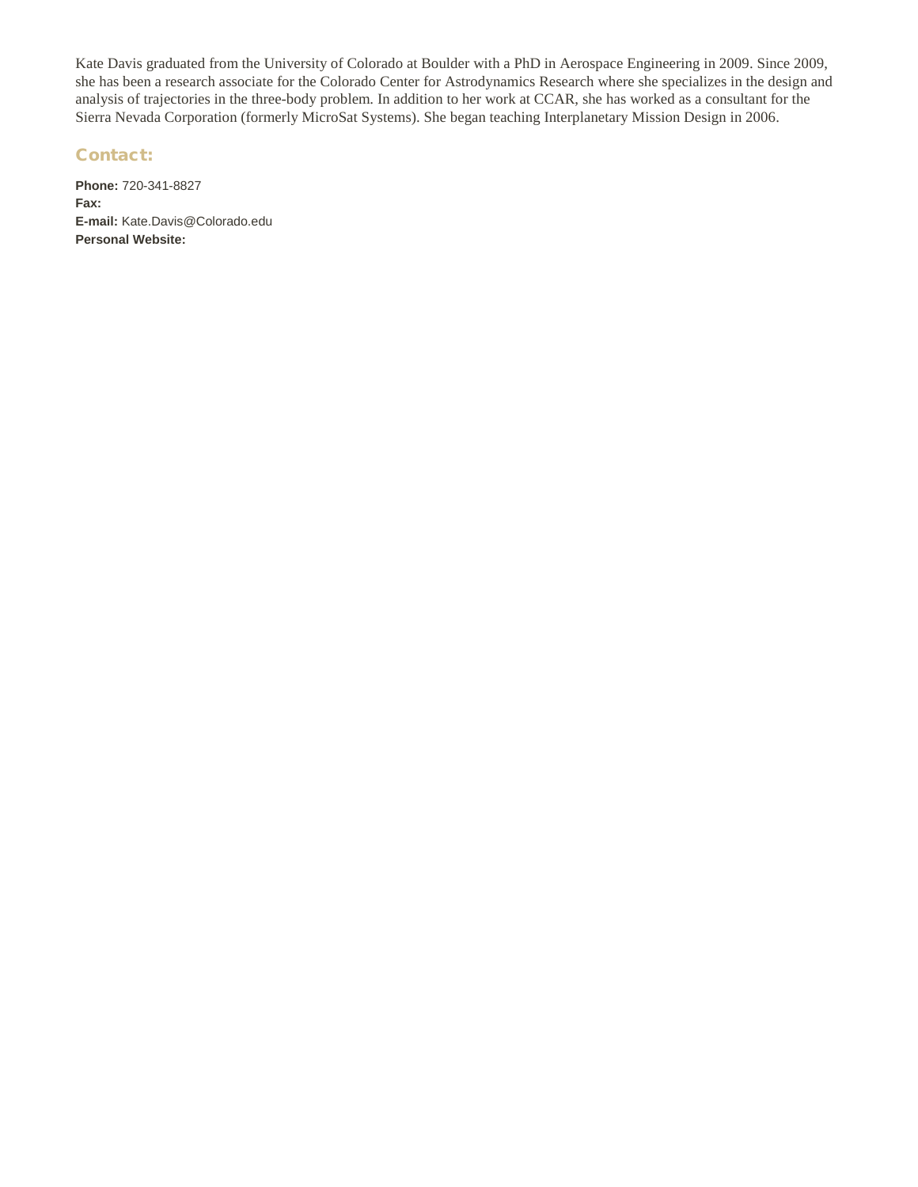Kate Davis graduated from the University of Colorado at Boulder with a PhD in Aerospace Engineering in 2009. Since 2009, she has been a research associate for the Colorado Center for Astrodynamics Research where she specializes in the design and analysis of trajectories in the three-body problem. In addition to her work at CCAR, she has worked as a consultant for the Sierra Nevada Corporation (formerly MicroSat Systems). She began teaching Interplanetary Mission Design in 2006.

## Contact:

**Phone:** 720-341-8827
**Fax:**
**E-mail:** Kate.Davis@Colorado.edu
**Personal Website:**